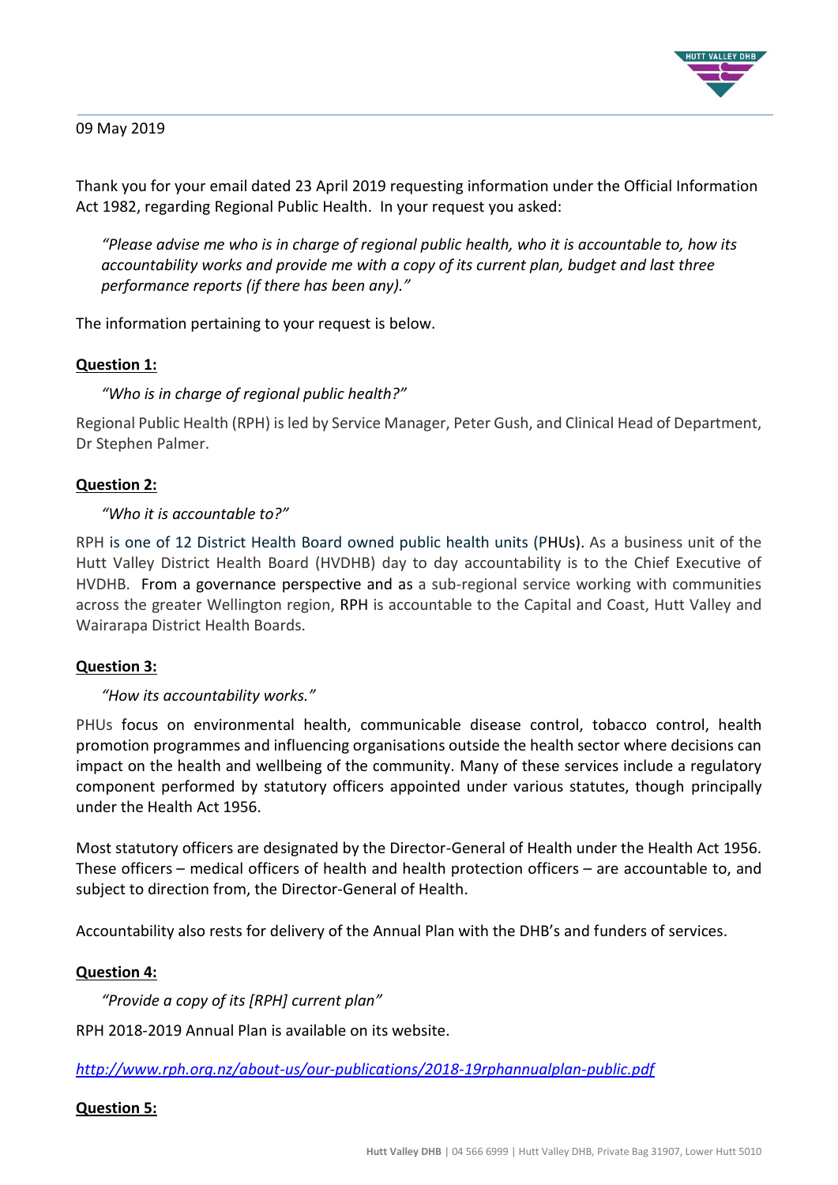09 May 2019

Thank you for your email dated 23 April 2019 requesting information under the Official Information Act 1982, regarding Regional Public Health. In your request you asked:

> *"Please advise me who is in charge of regional public health, who it is accountable to, how its accountability works and provide me with a copy of its current plan, budget and last three performance reports (if there has been any)."*

The information pertaining to your request is below.

**Question 1:**

> *"Who is in charge of regional public health?"*

Regional Public Health (RPH) is led by Service Manager, Peter Gush, and Clinical Head of Department, Dr Stephen Palmer.

**Question 2:**

> *"Who it is accountable to?"*

RPH is one of 12 District Health Board owned public health units (PHUs). As a business unit of the Hutt Valley District Health Board (HVDHB) day to day accountability is to the Chief Executive of HVDHB. From a governance perspective and as a sub-regional service working with communities across the greater Wellington region, RPH is accountable to the Capital and Coast, Hutt Valley and Wairarapa District Health Boards.

**Question 3:**

> *"How its accountability works."*

PHUs focus on environmental health, communicable disease control, tobacco control, health promotion programmes and influencing organisations outside the health sector where decisions can impact on the health and wellbeing of the community. Many of these services include a regulatory component performed by statutory officers appointed under various statutes, though principally under the Health Act 1956.

Most statutory officers are designated by the Director-General of Health under the Health Act 1956. These officers – medical officers of health and health protection officers – are accountable to, and subject to direction from, the Director-General of Health.

Accountability also rests for delivery of the Annual Plan with the DHB's and funders of services.

**Question 4:**

> *"Provide a copy of its [RPH] current plan"*

RPH 2018-2019 Annual Plan is available on its website.

*http://www.rph.org.nz/about-us/our-publications/2018-19rphannualplan-public.pdf*

**Question 5:**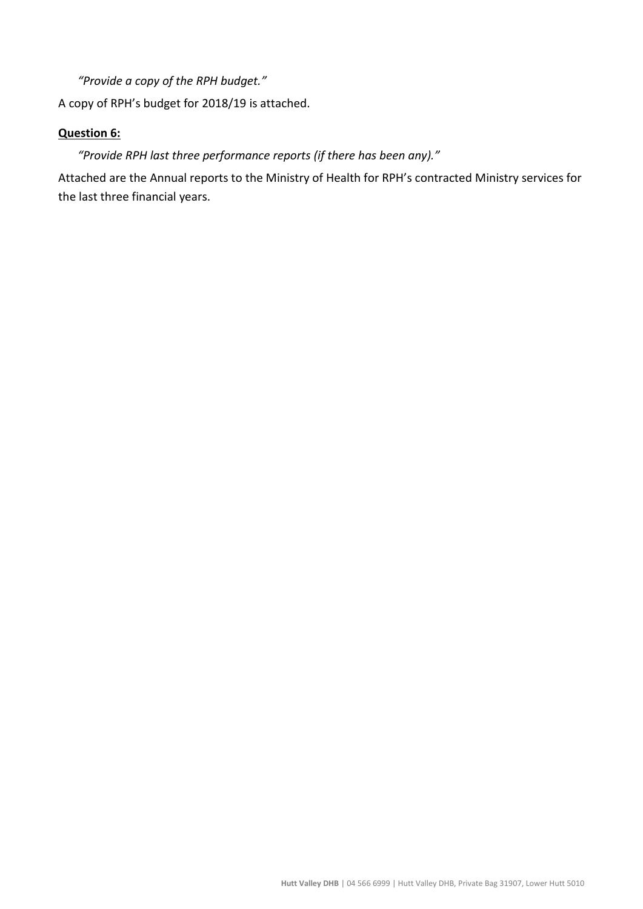*"Provide a copy of the RPH budget."*

A copy of RPH's budget for 2018/19 is attached.

**Question 6:**

*"Provide RPH last three performance reports (if there has been any)."*

Attached are the Annual reports to the Ministry of Health for RPH's contracted Ministry services for the last three financial years.